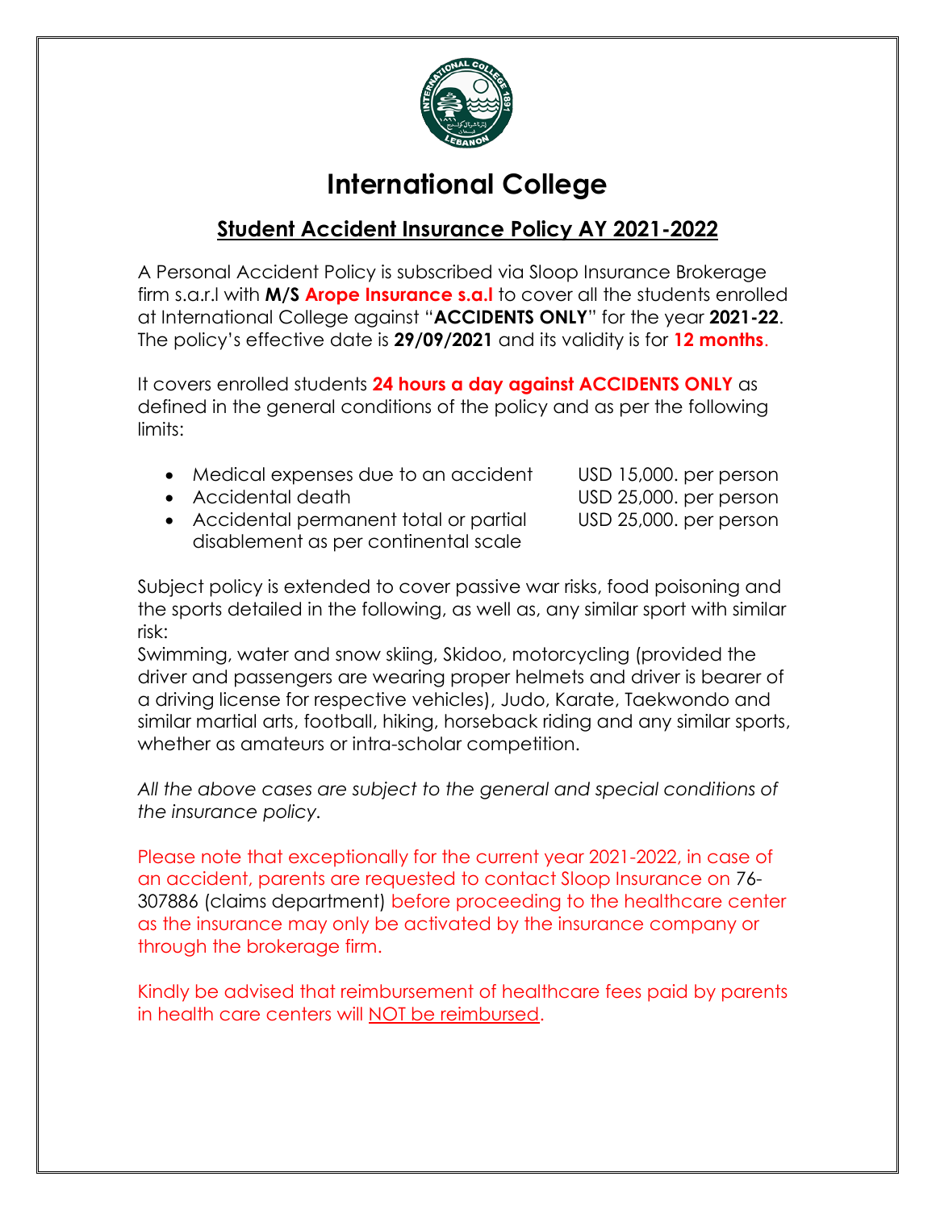# International College

## Student Accident Insurance Policy AY 2021-2022

A Personal Accident Policy is subscribed via Sloop Insurance Brokerage firm s.a.r.l with **M/S Arope Insurance s.a.l** to cover all the students enrolled at International College against "**ACCIDENTS ONLY**" for the year **2021-22**. The policy's effective date is **29/09/2021** and its validity is for **12 months**.

It covers enrolled students **24 hours a day against ACCIDENTS ONLY** as defined in the general conditions of the policy and as per the following limits:

- Medical expenses due to an accident — USD 15,000. per person
- Accidental death — USD 25,000. per person
- Accidental permanent total or partial disablement as per continental scale — USD 25,000. per person

Subject policy is extended to cover passive war risks, food poisoning and the sports detailed in the following, as well as, any similar sport with similar risk:
Swimming, water and snow skiing, Skidoo, motorcycling (provided the driver and passengers are wearing proper helmets and driver is bearer of a driving license for respective vehicles), Judo, Karate, Taekwondo and similar martial arts, football, hiking, horseback riding and any similar sports, whether as amateurs or intra-scholar competition.

*All the above cases are subject to the general and special conditions of the insurance policy.*

Please note that exceptionally for the current year 2021-2022, in case of an accident, parents are requested to contact Sloop Insurance on 76-307886 (claims department) before proceeding to the healthcare center as the insurance may only be activated by the insurance company or through the brokerage firm.

Kindly be advised that reimbursement of healthcare fees paid by parents in health care centers will NOT be reimbursed.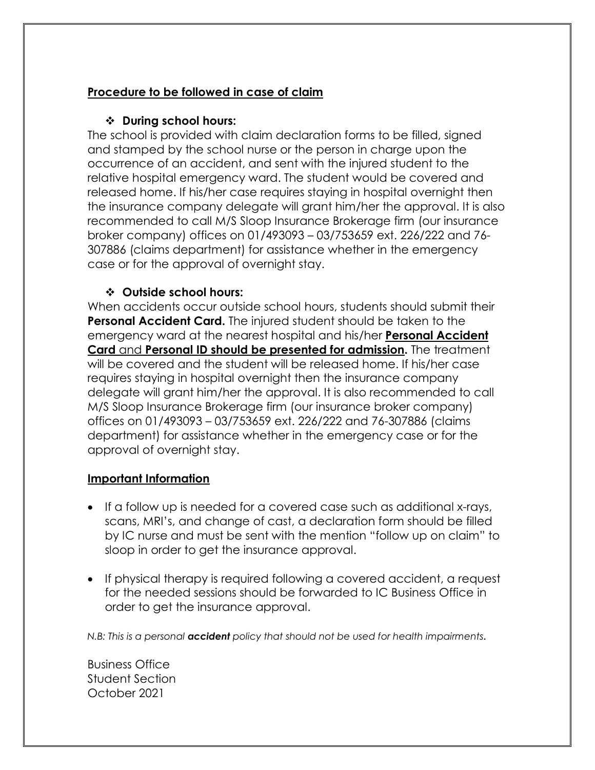## **Procedure to be followed in case of claim**

- **During school hours:**

The school is provided with claim declaration forms to be filled, signed and stamped by the school nurse or the person in charge upon the occurrence of an accident, and sent with the injured student to the relative hospital emergency ward. The student would be covered and released home. If his/her case requires staying in hospital overnight then the insurance company delegate will grant him/her the approval. It is also recommended to call M/S Sloop Insurance Brokerage firm (our insurance broker company) offices on 01/493093 – 03/753659 ext. 226/222 and 76-307886 (claims department) for assistance whether in the emergency case or for the approval of overnight stay.

- **Outside school hours:**

When accidents occur outside school hours, students should submit their **Personal Accident Card.** The injured student should be taken to the emergency ward at the nearest hospital and his/her **Personal Accident Card** and **Personal ID should be presented for admission.** The treatment will be covered and the student will be released home. If his/her case requires staying in hospital overnight then the insurance company delegate will grant him/her the approval. It is also recommended to call M/S Sloop Insurance Brokerage firm (our insurance broker company) offices on 01/493093 – 03/753659 ext. 226/222 and 76-307886 (claims department) for assistance whether in the emergency case or for the approval of overnight stay.

## **Important Information**

- If a follow up is needed for a covered case such as additional x-rays, scans, MRI's, and change of cast, a declaration form should be filled by IC nurse and must be sent with the mention "follow up on claim" to sloop in order to get the insurance approval.
- If physical therapy is required following a covered accident, a request for the needed sessions should be forwarded to IC Business Office in order to get the insurance approval.

*N.B: This is a personal* ***accident*** *policy that should not be used for health impairments.*

Business Office
Student Section
October 2021